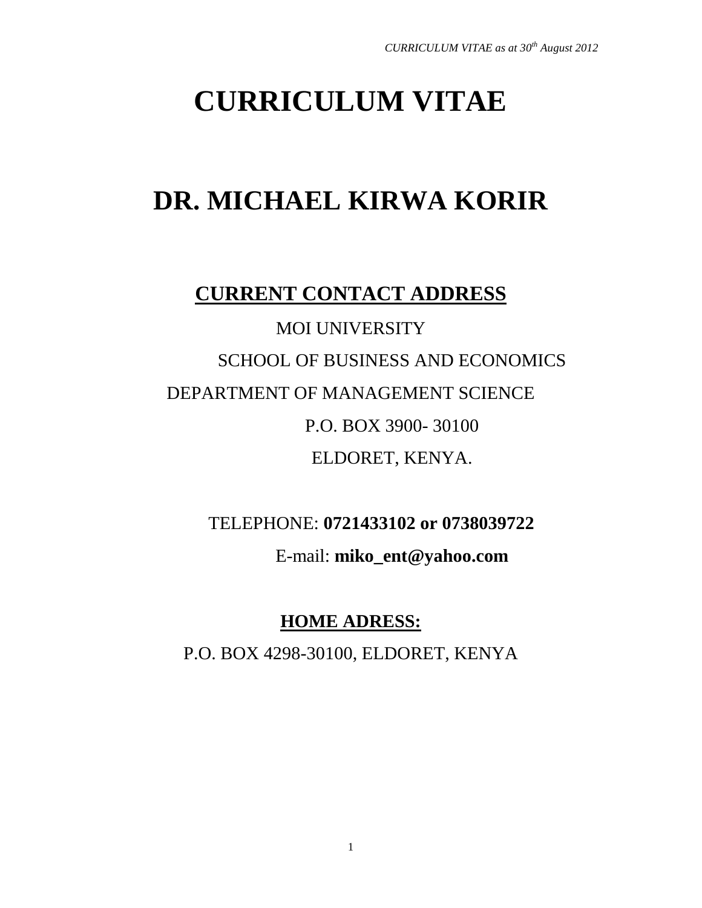# CURRICULUM VITAE

# DR. MICHAEL KIRWA KORIR

## CURRENT CONTACT ADDRESS

MOI UNIVERSITY

SCHOOL OF BUSINESS AND ECONOMICS

DEPARTMENT OF MANAGEMENT SCIENCE

P.O. BOX 3900- 30100

ELDORET, KENYA.

TELEPHONE: **0721433102 or 0738039722**

E-mail: **miko_ent@yahoo.com**

## HOME ADRESS:

P.O. BOX 4298-30100, ELDORET, KENYA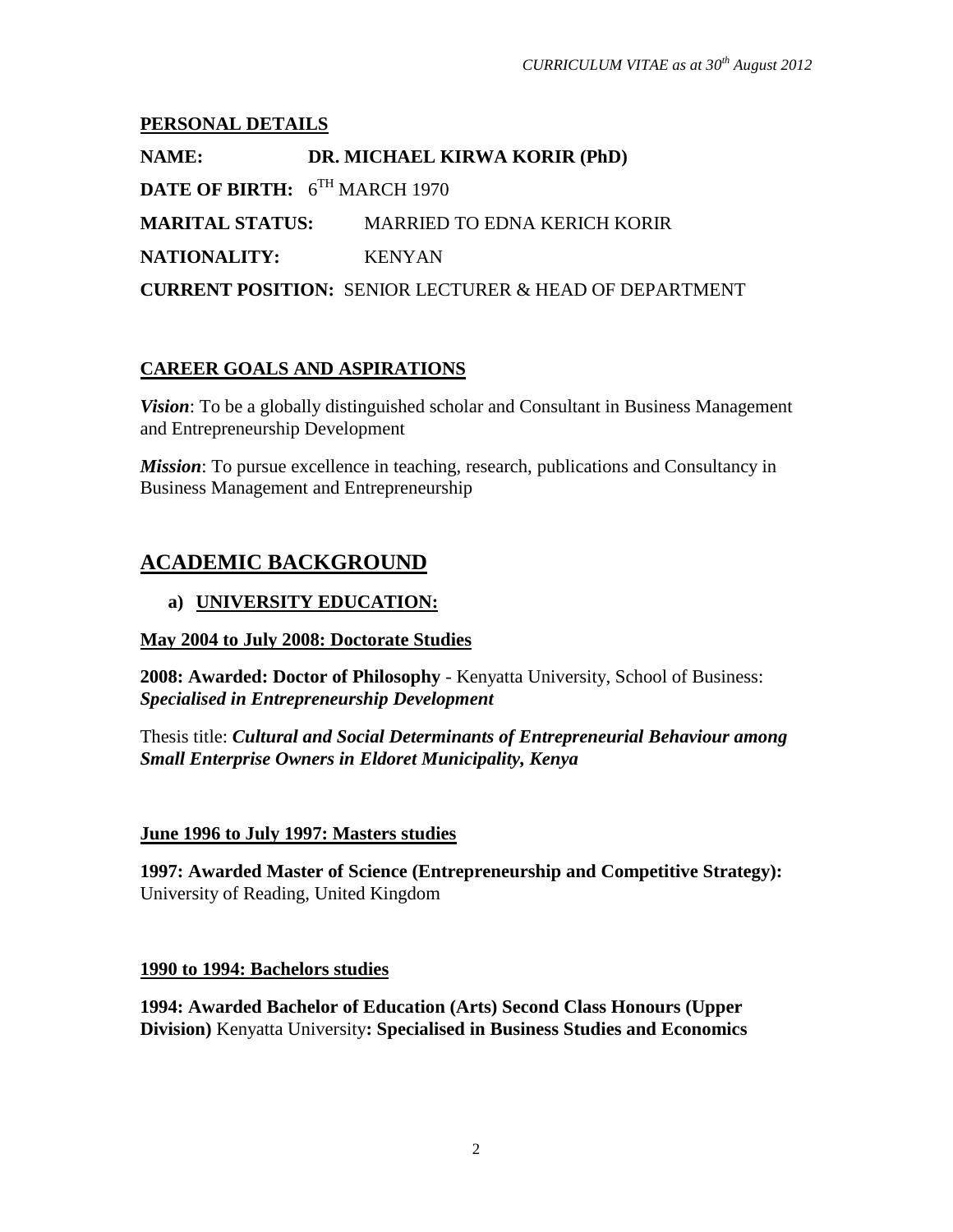*CURRICULUM VITAE as at 30th August 2012*

**PERSONAL DETAILS**

**NAME:** **DR. MICHAEL KIRWA KORIR (PhD)**

**DATE OF BIRTH:** 6TH MARCH 1970

**MARITAL STATUS:** MARRIED TO EDNA KERICH KORIR

**NATIONALITY:** KENYAN

**CURRENT POSITION:** SENIOR LECTURER & HEAD OF DEPARTMENT

**CAREER GOALS AND ASPIRATIONS**

***Vision***: To be a globally distinguished scholar and Consultant in Business Management and Entrepreneurship Development

***Mission***: To pursue excellence in teaching, research, publications and Consultancy in Business Management and Entrepreneurship

# ACADEMIC BACKGROUND

## a) UNIVERSITY EDUCATION:

**May 2004 to July 2008: Doctorate Studies**

**2008: Awarded: Doctor of Philosophy** - Kenyatta University, School of Business: ***Specialised in Entrepreneurship Development***

Thesis title: ***Cultural and Social Determinants of Entrepreneurial Behaviour among Small Enterprise Owners in Eldoret Municipality, Kenya***

**June 1996 to July 1997: Masters studies**

**1997: Awarded Master of Science (Entrepreneurship and Competitive Strategy):** University of Reading, United Kingdom

**1990 to 1994: Bachelors studies**

**1994: Awarded Bachelor of Education (Arts) Second Class Honours (Upper Division)** Kenyatta University**: Specialised in Business Studies and Economics**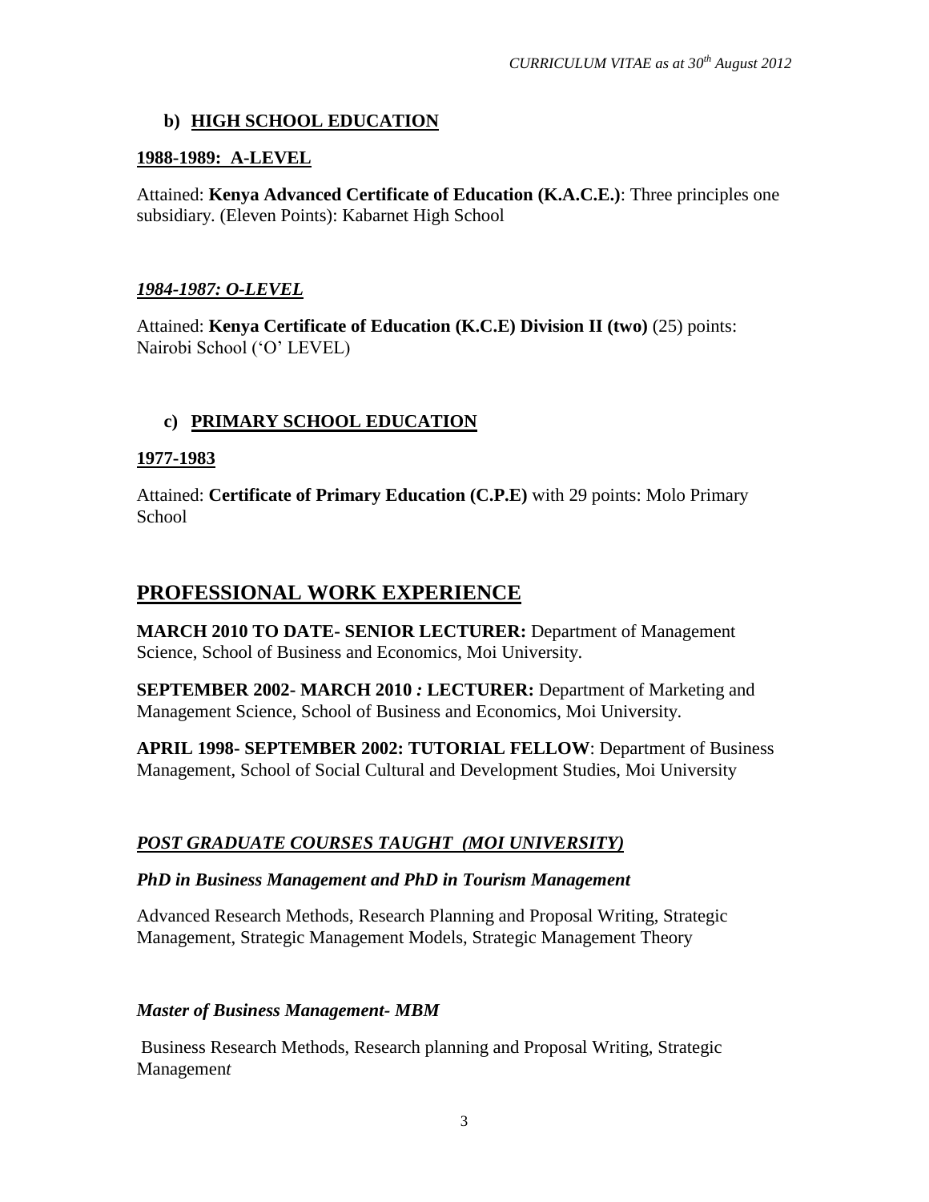### b) HIGH SCHOOL EDUCATION

**1988-1989: A-LEVEL**

Attained: **Kenya Advanced Certificate of Education (K.A.C.E.)**: Three principles one subsidiary. (Eleven Points): Kabarnet High School

***1984-1987: O-LEVEL***

Attained: **Kenya Certificate of Education (K.C.E) Division II (two)** (25) points: Nairobi School ('O' LEVEL)

### c) PRIMARY SCHOOL EDUCATION

**1977-1983**

Attained: **Certificate of Primary Education (C.P.E)** with 29 points: Molo Primary School

## PROFESSIONAL WORK EXPERIENCE

**MARCH 2010 TO DATE- SENIOR LECTURER:** Department of Management Science, School of Business and Economics, Moi University.

**SEPTEMBER 2002- MARCH 2010 *:* LECTURER:** Department of Marketing and Management Science, School of Business and Economics, Moi University.

**APRIL 1998- SEPTEMBER 2002: TUTORIAL FELLOW**: Department of Business Management, School of Social Cultural and Development Studies, Moi University

***POST GRADUATE COURSES TAUGHT (MOI UNIVERSITY)***

***PhD in Business Management and PhD in Tourism Management***

Advanced Research Methods, Research Planning and Proposal Writing, Strategic Management, Strategic Management Models, Strategic Management Theory

***Master of Business Management- MBM***

Business Research Methods, Research planning and Proposal Writing, Strategic Managemen*t*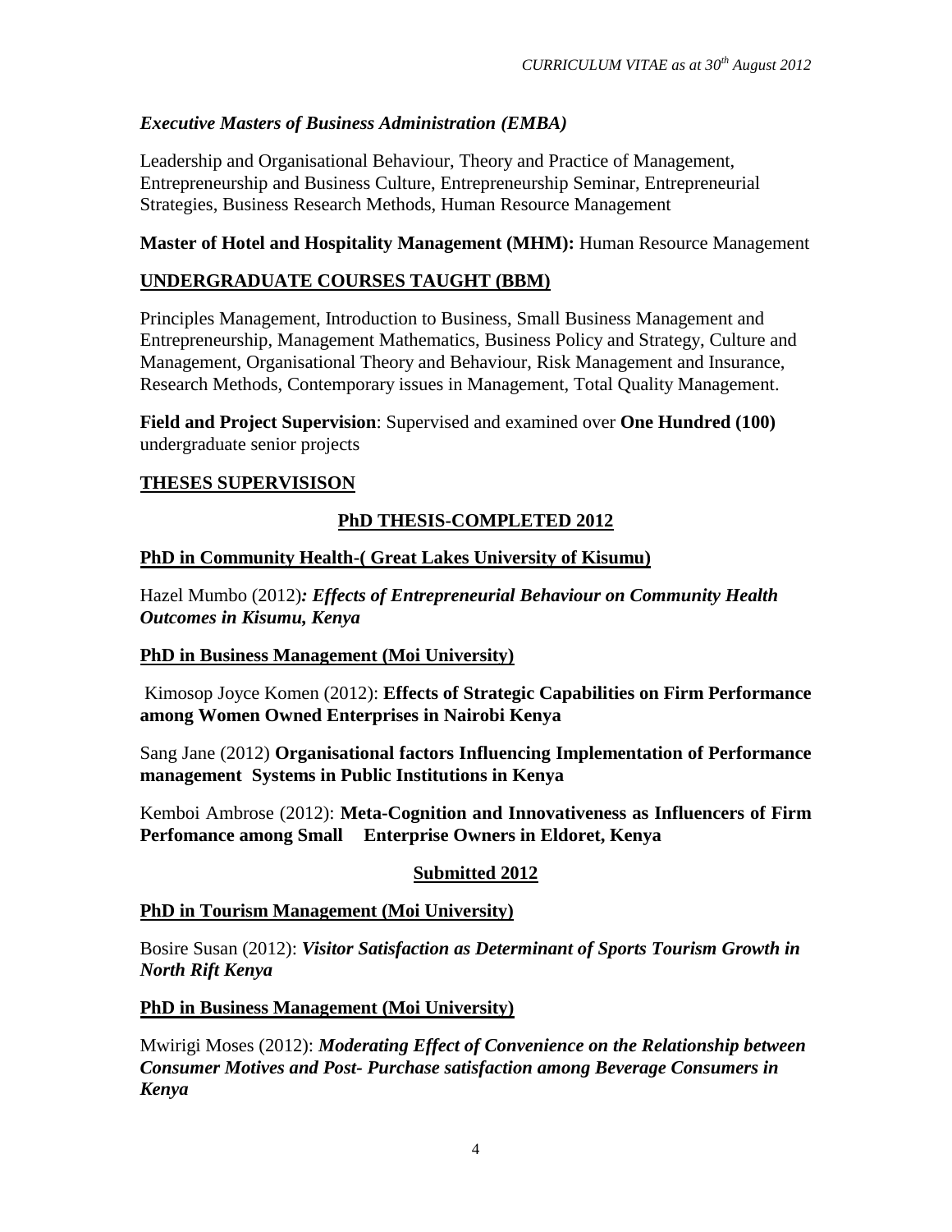### *Executive Masters of Business Administration (EMBA)*

Leadership and Organisational Behaviour, Theory and Practice of Management, Entrepreneurship and Business Culture, Entrepreneurship Seminar, Entrepreneurial Strategies, Business Research Methods, Human Resource Management

**Master of Hotel and Hospitality Management (MHM):** Human Resource Management

## UNDERGRADUATE COURSES TAUGHT (BBM)

Principles Management, Introduction to Business, Small Business Management and Entrepreneurship, Management Mathematics, Business Policy and Strategy, Culture and Management, Organisational Theory and Behaviour, Risk Management and Insurance, Research Methods, Contemporary issues in Management, Total Quality Management.

**Field and Project Supervision**: Supervised and examined over **One Hundred (100)** undergraduate senior projects

## THESES SUPERVISISON

### PhD THESIS-COMPLETED 2012

#### PhD in Community Health-( Great Lakes University of Kisumu)

Hazel Mumbo (2012)***: Effects of Entrepreneurial Behaviour on Community Health Outcomes in Kisumu, Kenya***

#### PhD in Business Management (Moi University)

Kimosop Joyce Komen (2012): **Effects of Strategic Capabilities on Firm Performance among Women Owned Enterprises in Nairobi Kenya**

Sang Jane (2012) **Organisational factors Influencing Implementation of Performance management Systems in Public Institutions in Kenya**

Kemboi Ambrose (2012): **Meta-Cognition and Innovativeness as Influencers of Firm Perfomance among Small Enterprise Owners in Eldoret, Kenya**

### Submitted 2012

#### PhD in Tourism Management (Moi University)

Bosire Susan (2012): ***Visitor Satisfaction as Determinant of Sports Tourism Growth in North Rift Kenya***

#### PhD in Business Management (Moi University)

Mwirigi Moses (2012): ***Moderating Effect of Convenience on the Relationship between Consumer Motives and Post- Purchase satisfaction among Beverage Consumers in Kenya***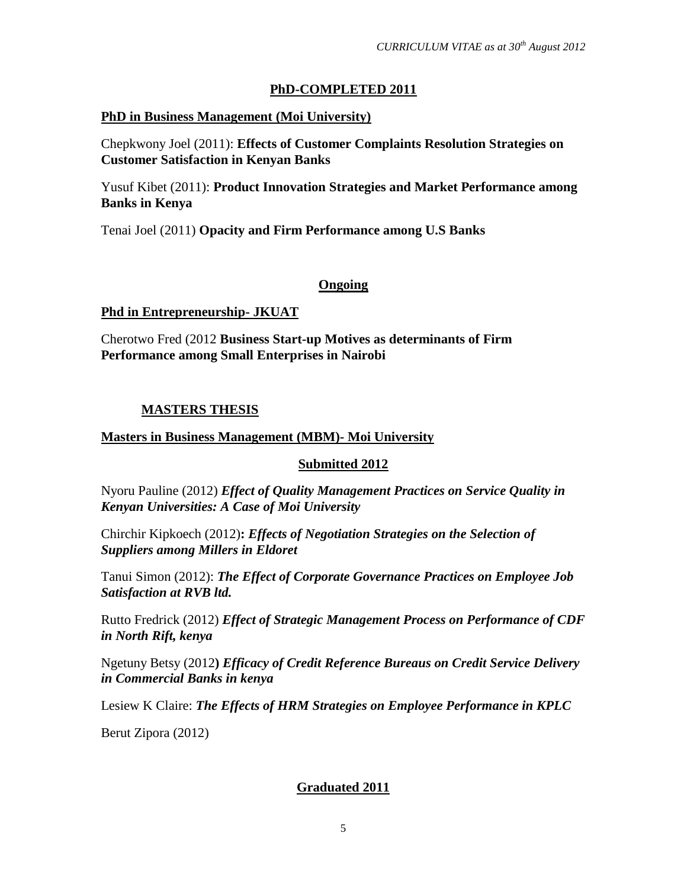## PhD-COMPLETED 2011

**PhD in Business Management (Moi University)**

Chepkwony Joel (2011): **Effects of Customer Complaints Resolution Strategies on Customer Satisfaction in Kenyan Banks**

Yusuf Kibet (2011): **Product Innovation Strategies and Market Performance among Banks in Kenya**

Tenai Joel (2011) **Opacity and Firm Performance among U.S Banks**

## Ongoing

**Phd in Entrepreneurship- JKUAT**

Cherotwo Fred (2012 **Business Start-up Motives as determinants of Firm Performance among Small Enterprises in Nairobi**

## MASTERS THESIS

**Masters in Business Management (MBM)- Moi University**

### Submitted 2012

Nyoru Pauline (2012) ***Effect of Quality Management Practices on Service Quality in Kenyan Universities: A Case of Moi University***

Chirchir Kipkoech (2012)**: *Effects of Negotiation Strategies on the Selection of Suppliers among Millers in Eldoret***

Tanui Simon (2012): ***The Effect of Corporate Governance Practices on Employee Job Satisfaction at RVB ltd.***

Rutto Fredrick (2012) ***Effect of Strategic Management Process on Performance of CDF in North Rift, kenya***

Ngetuny Betsy (2012**) *Efficacy of Credit Reference Bureaus on Credit Service Delivery in Commercial Banks in kenya***

Lesiew K Claire: ***The Effects of HRM Strategies on Employee Performance in KPLC***

Berut Zipora (2012)

### Graduated 2011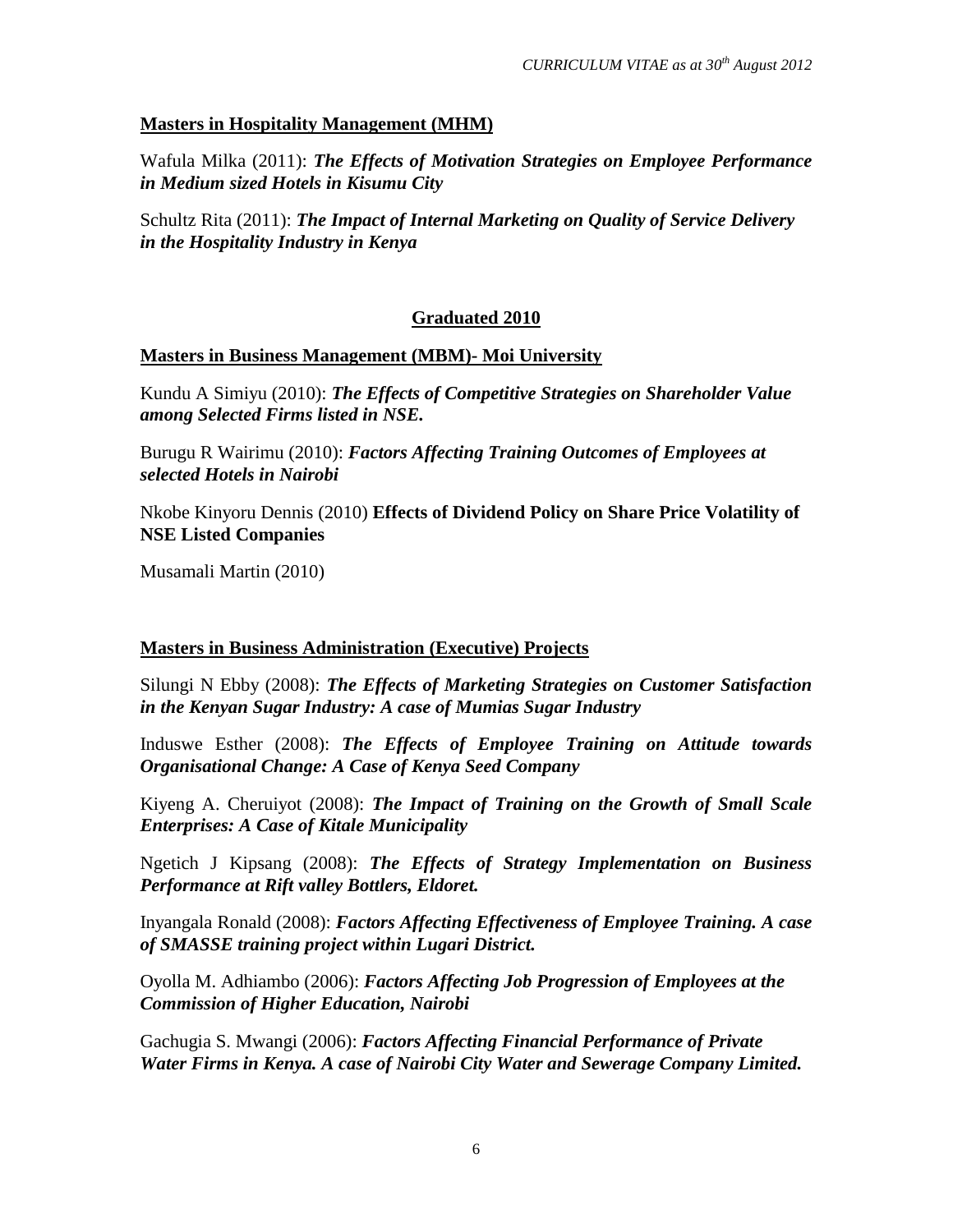**Masters in Hospitality Management (MHM)**

Wafula Milka (2011): ***The Effects of Motivation Strategies on Employee Performance in Medium sized Hotels in Kisumu City***

Schultz Rita (2011): ***The Impact of Internal Marketing on Quality of Service Delivery in the Hospitality Industry in Kenya***

**Graduated 2010**

**Masters in Business Management (MBM)- Moi University**

Kundu A Simiyu (2010): ***The Effects of Competitive Strategies on Shareholder Value among Selected Firms listed in NSE.***

Burugu R Wairimu (2010): ***Factors Affecting Training Outcomes of Employees at selected Hotels in Nairobi***

Nkobe Kinyoru Dennis (2010) **Effects of Dividend Policy on Share Price Volatility of NSE Listed Companies**

Musamali Martin (2010)

**Masters in Business Administration (Executive) Projects**

Silungi N Ebby (2008): ***The Effects of Marketing Strategies on Customer Satisfaction in the Kenyan Sugar Industry: A case of Mumias Sugar Industry***

Induswe Esther (2008): ***The Effects of Employee Training on Attitude towards Organisational Change: A Case of Kenya Seed Company***

Kiyeng A. Cheruiyot (2008): ***The Impact of Training on the Growth of Small Scale Enterprises: A Case of Kitale Municipality***

Ngetich J Kipsang (2008): ***The Effects of Strategy Implementation on Business Performance at Rift valley Bottlers, Eldoret.***

Inyangala Ronald (2008): ***Factors Affecting Effectiveness of Employee Training. A case of SMASSE training project within Lugari District.***

Oyolla M. Adhiambo (2006): ***Factors Affecting Job Progression of Employees at the Commission of Higher Education, Nairobi***

Gachugia S. Mwangi (2006): ***Factors Affecting Financial Performance of Private Water Firms in Kenya. A case of Nairobi City Water and Sewerage Company Limited.***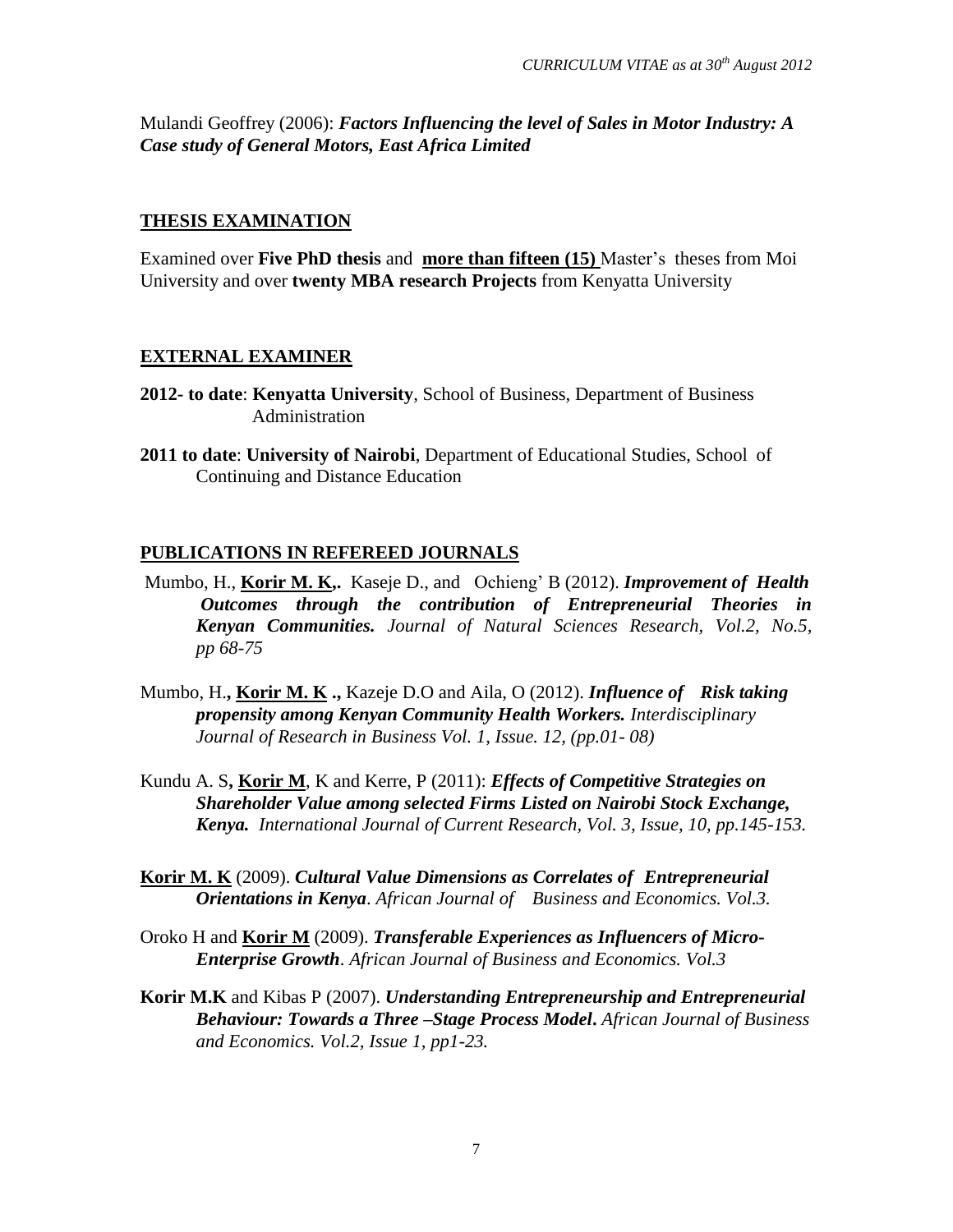Mulandi Geoffrey (2006): ***Factors Influencing the level of Sales in Motor Industry: A Case study of General Motors, East Africa Limited***

## THESIS EXAMINATION

Examined over **Five PhD thesis** and **more than fifteen (15)** Master's theses from Moi University and over **twenty MBA research Projects** from Kenyatta University

## EXTERNAL EXAMINER

**2012- to date**: **Kenyatta University**, School of Business, Department of Business Administration

**2011 to date**: **University of Nairobi**, Department of Educational Studies, School of Continuing and Distance Education

## PUBLICATIONS IN REFEREED JOURNALS

Mumbo, H., **Korir M. K,.** Kaseje D., and Ochieng' B (2012). ***Improvement of Health Outcomes through the contribution of Entrepreneurial Theories in Kenyan Communities.*** *Journal of Natural Sciences Research, Vol.2, No.5, pp 68-75*

Mumbo, H.**, Korir M. K .,** Kazeje D.O and Aila, O (2012). ***Influence of Risk taking propensity among Kenyan Community Health Workers.*** *Interdisciplinary Journal of Research in Business Vol. 1, Issue. 12, (pp.01- 08)*

Kundu A. S**, Korir M**, K and Kerre, P (2011): ***Effects of Competitive Strategies on Shareholder Value among selected Firms Listed on Nairobi Stock Exchange, Kenya.*** *International Journal of Current Research, Vol. 3, Issue, 10, pp.145-153.*

**Korir M. K** (2009). ***Cultural Value Dimensions as Correlates of Entrepreneurial Orientations in Kenya***. *African Journal of Business and Economics. Vol.3.*

Oroko H and **Korir M** (2009). ***Transferable Experiences as Influencers of Micro-Enterprise Growth***. *African Journal of Business and Economics. Vol.3*

**Korir M.K** and Kibas P (2007). ***Understanding Entrepreneurship and Entrepreneurial Behaviour: Towards a Three –Stage Process Model***. *African Journal of Business and Economics. Vol.2, Issue 1, pp1-23.*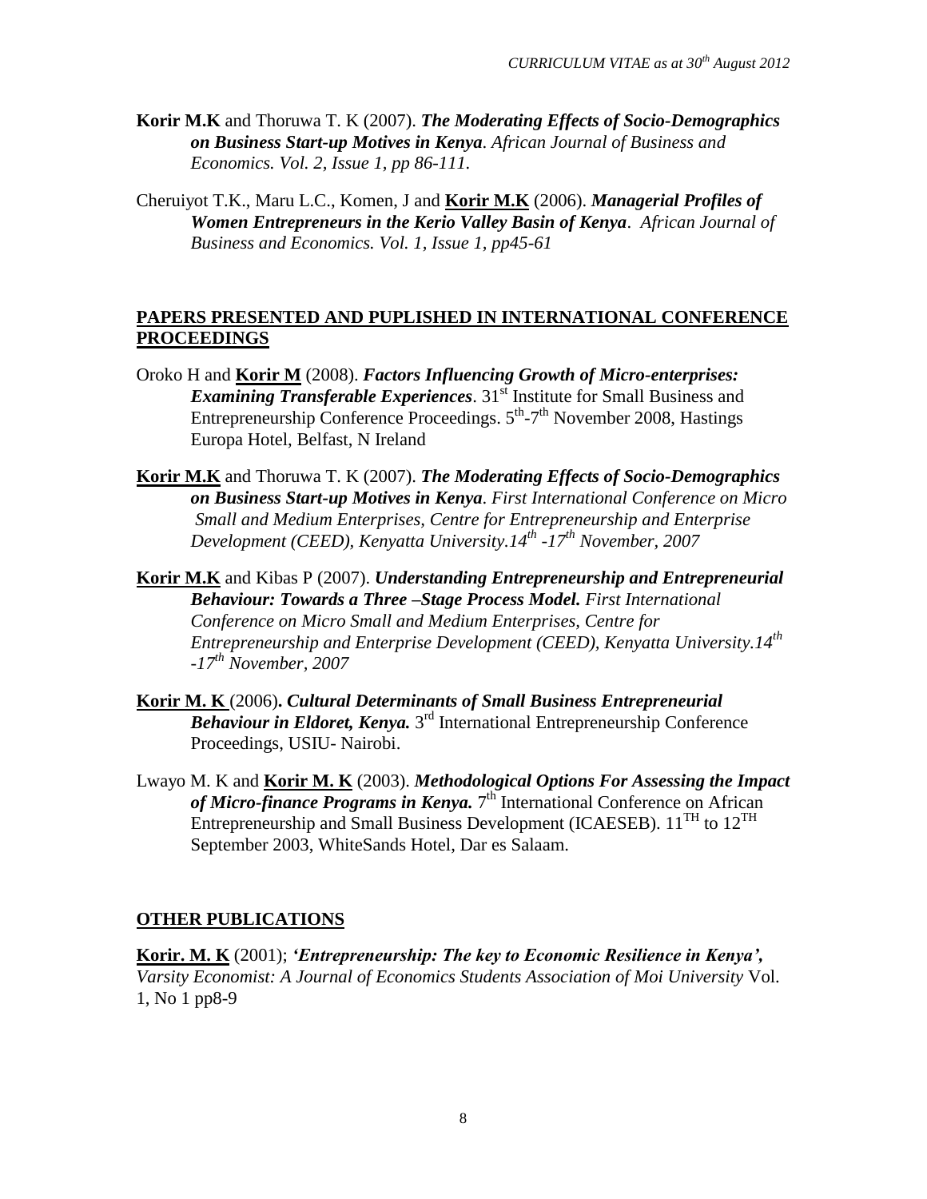**Korir M.K** and Thoruwa T. K (2007). ***The Moderating Effects of Socio-Demographics on Business Start-up Motives in Kenya****. African Journal of Business and Economics. Vol. 2, Issue 1, pp 86-111.*

Cheruiyot T.K., Maru L.C., Komen, J and **Korir M.K** (2006). ***Managerial Profiles of Women Entrepreneurs in the Kerio Valley Basin of Kenya****. African Journal of Business and Economics. Vol. 1, Issue 1, pp45-61*

## PAPERS PRESENTED AND PUPLISHED IN INTERNATIONAL CONFERENCE PROCEEDINGS

Oroko H and **Korir M** (2008). ***Factors Influencing Growth of Micro-enterprises: Examining Transferable Experiences***. 31st Institute for Small Business and Entrepreneurship Conference Proceedings. 5th-7th November 2008, Hastings Europa Hotel, Belfast, N Ireland

**Korir M.K** and Thoruwa T. K (2007). ***The Moderating Effects of Socio-Demographics on Business Start-up Motives in Kenya****. First International Conference on Micro Small and Medium Enterprises, Centre for Entrepreneurship and Enterprise Development (CEED), Kenyatta University.14th -17th November, 2007*

**Korir M.K** and Kibas P (2007). ***Understanding Entrepreneurship and Entrepreneurial Behaviour: Towards a Three –Stage Process Model.*** *First International Conference on Micro Small and Medium Enterprises, Centre for Entrepreneurship and Enterprise Development (CEED), Kenyatta University.14th -17th November, 2007*

**Korir M. K** (2006)**. *Cultural Determinants of Small Business Entrepreneurial Behaviour in Eldoret, Kenya.*** 3rd International Entrepreneurship Conference Proceedings, USIU- Nairobi.

Lwayo M. K and **Korir M. K** (2003). ***Methodological Options For Assessing the Impact of Micro-finance Programs in Kenya.*** 7th International Conference on African Entrepreneurship and Small Business Development (ICAESEB). 11TH to 12TH September 2003, WhiteSands Hotel, Dar es Salaam.

## OTHER PUBLICATIONS

**Korir. M. K** (2001); ***'Entrepreneurship: The key to Economic Resilience in Kenya',*** *Varsity Economist: A Journal of Economics Students Association of Moi University* Vol. 1, No 1 pp8-9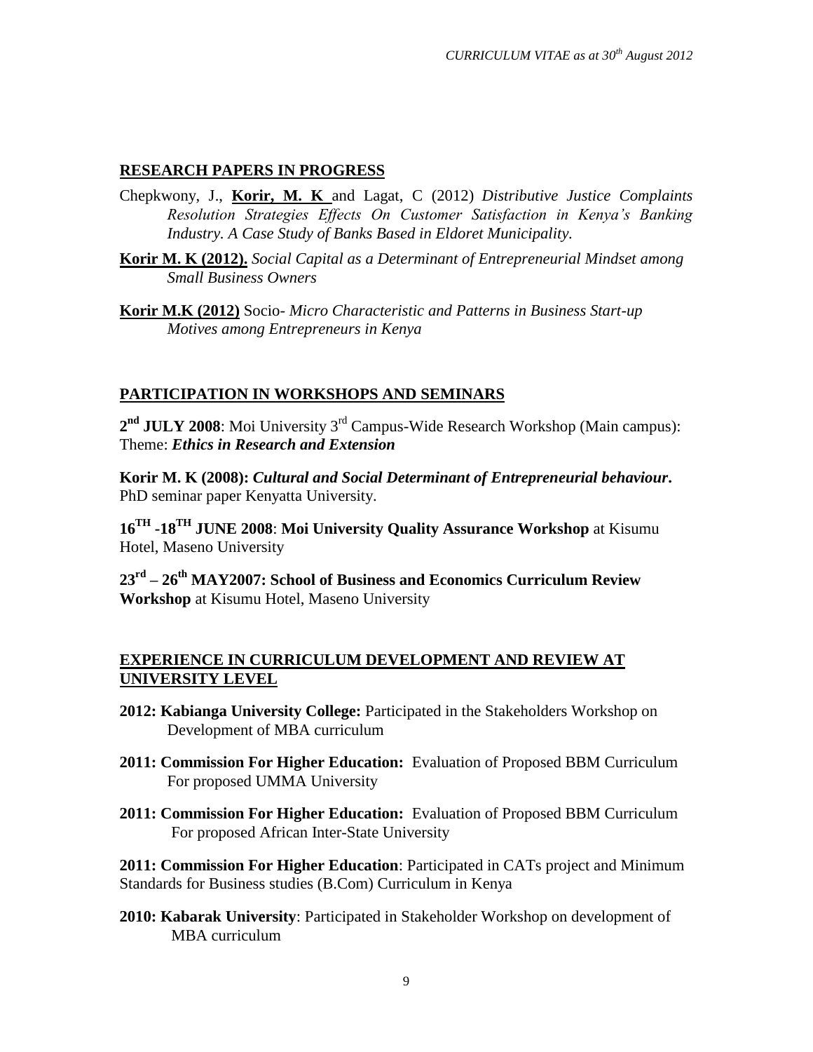## RESEARCH PAPERS IN PROGRESS

Chepkwony, J., **Korir, M. K** and Lagat, C (2012) *Distributive Justice Complaints Resolution Strategies Effects On Customer Satisfaction in Kenya's Banking Industry. A Case Study of Banks Based in Eldoret Municipality.*

**Korir M. K (2012).** *Social Capital as a Determinant of Entrepreneurial Mindset among Small Business Owners*

**Korir M.K (2012)** Socio- *Micro Characteristic and Patterns in Business Start-up Motives among Entrepreneurs in Kenya*

## PARTICIPATION IN WORKSHOPS AND SEMINARS

**2nd JULY 2008**: Moi University 3rd Campus-Wide Research Workshop (Main campus): Theme: ***Ethics in Research and Extension***

**Korir M. K (2008):** ***Cultural and Social Determinant of Entrepreneurial behaviour***. PhD seminar paper Kenyatta University.

**16TH -18TH JUNE 2008**: **Moi University Quality Assurance Workshop** at Kisumu Hotel, Maseno University

**23rd – 26th MAY2007: School of Business and Economics Curriculum Review Workshop** at Kisumu Hotel, Maseno University

## EXPERIENCE IN CURRICULUM DEVELOPMENT AND REVIEW AT UNIVERSITY LEVEL

**2012: Kabianga University College:** Participated in the Stakeholders Workshop on Development of MBA curriculum

**2011: Commission For Higher Education:** Evaluation of Proposed BBM Curriculum For proposed UMMA University

**2011: Commission For Higher Education:** Evaluation of Proposed BBM Curriculum For proposed African Inter-State University

**2011: Commission For Higher Education**: Participated in CATs project and Minimum Standards for Business studies (B.Com) Curriculum in Kenya

**2010: Kabarak University**: Participated in Stakeholder Workshop on development of MBA curriculum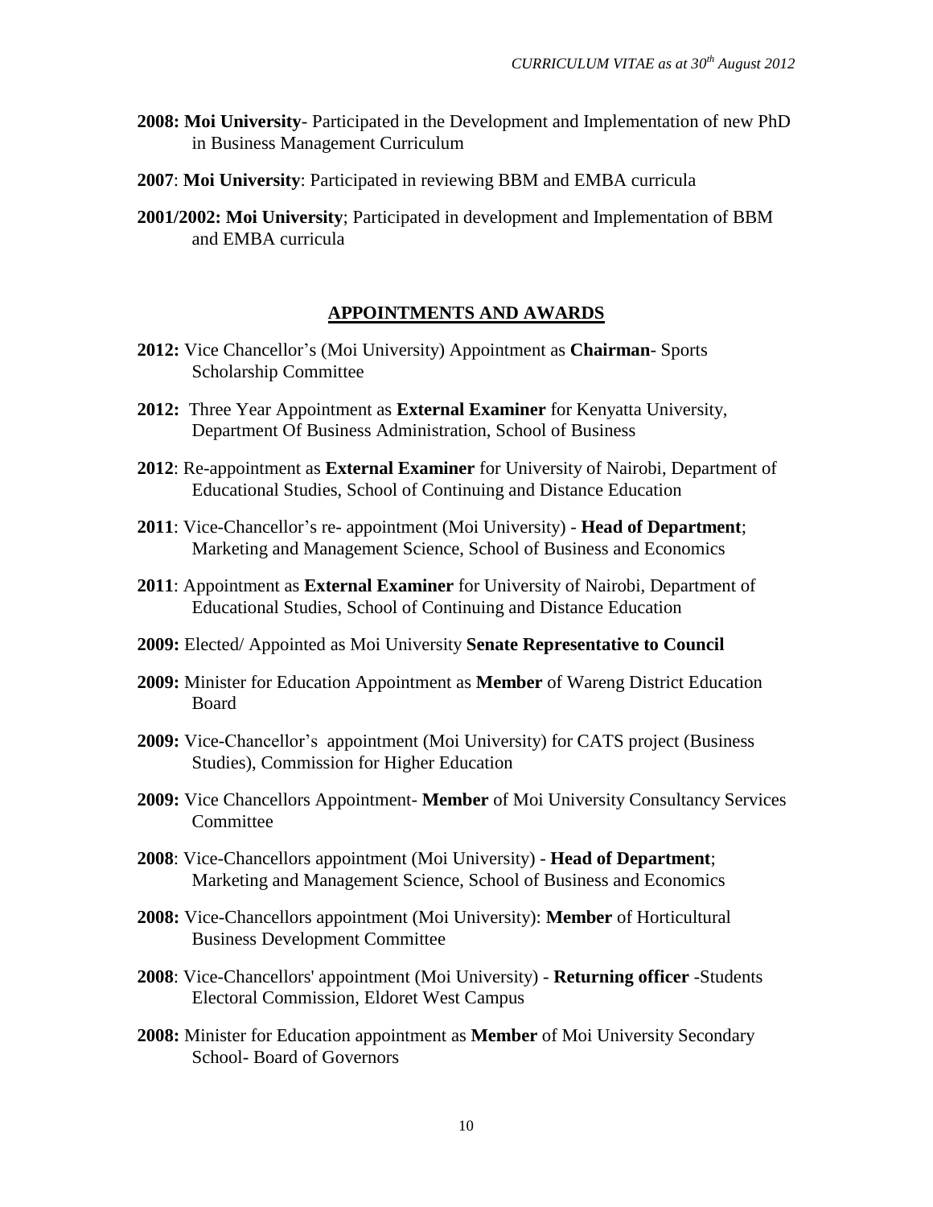**2008: Moi University**- Participated in the Development and Implementation of new PhD in Business Management Curriculum

**2007**: **Moi University**: Participated in reviewing BBM and EMBA curricula

**2001/2002: Moi University**; Participated in development and Implementation of BBM and EMBA curricula

## APPOINTMENTS AND AWARDS

**2012:** Vice Chancellor's (Moi University) Appointment as **Chairman**- Sports Scholarship Committee

**2012:** Three Year Appointment as **External Examiner** for Kenyatta University, Department Of Business Administration, School of Business

**2012**: Re-appointment as **External Examiner** for University of Nairobi, Department of Educational Studies, School of Continuing and Distance Education

**2011**: Vice-Chancellor's re- appointment (Moi University) - **Head of Department**; Marketing and Management Science, School of Business and Economics

**2011**: Appointment as **External Examiner** for University of Nairobi, Department of Educational Studies, School of Continuing and Distance Education

**2009:** Elected/ Appointed as Moi University **Senate Representative to Council**

**2009:** Minister for Education Appointment as **Member** of Wareng District Education Board

**2009:** Vice-Chancellor's appointment (Moi University) for CATS project (Business Studies), Commission for Higher Education

**2009:** Vice Chancellors Appointment- **Member** of Moi University Consultancy Services Committee

**2008**: Vice-Chancellors appointment (Moi University) - **Head of Department**; Marketing and Management Science, School of Business and Economics

**2008:** Vice-Chancellors appointment (Moi University): **Member** of Horticultural Business Development Committee

**2008**: Vice-Chancellors' appointment (Moi University) - **Returning officer** -Students Electoral Commission, Eldoret West Campus

**2008:** Minister for Education appointment as **Member** of Moi University Secondary School- Board of Governors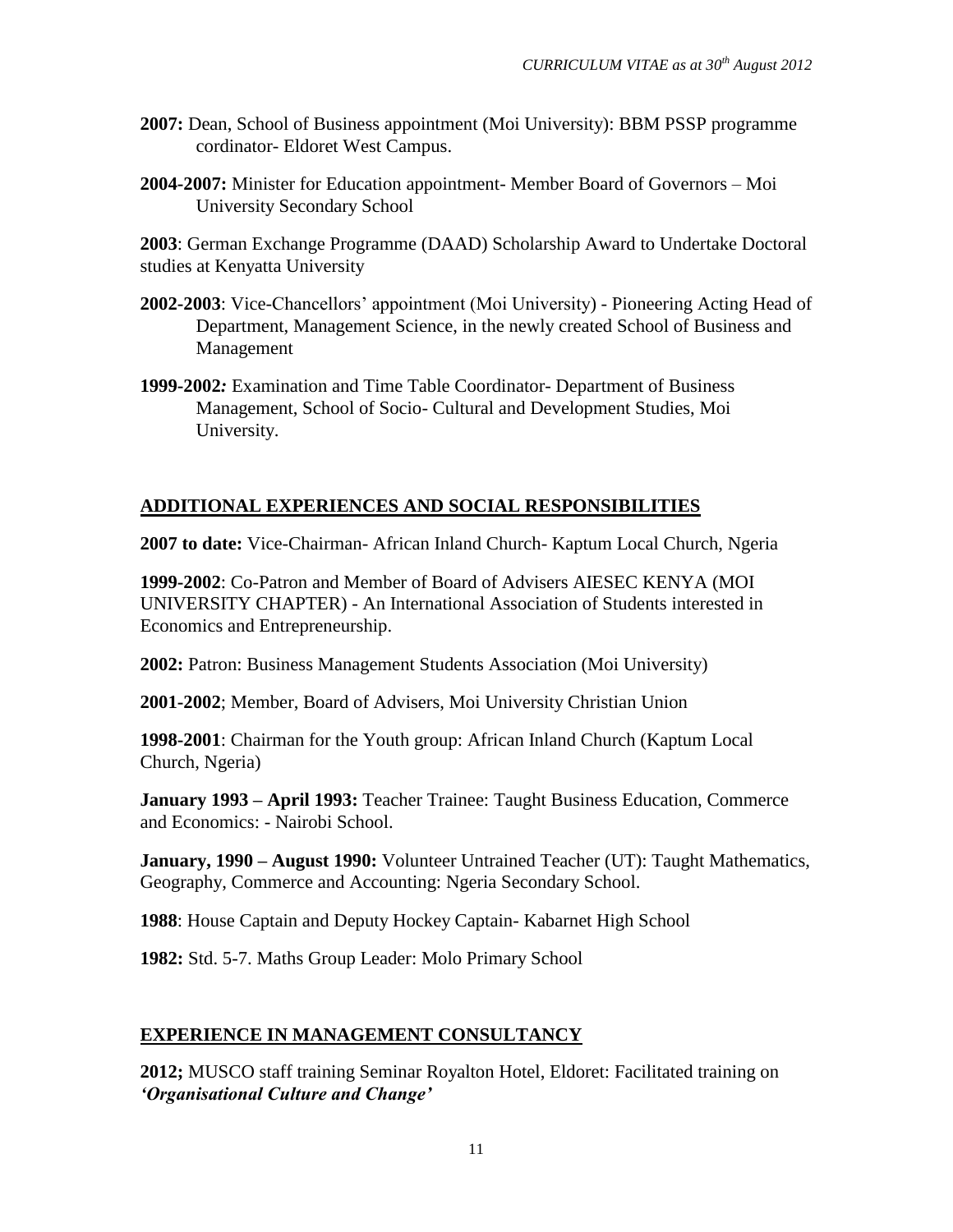**2007:** Dean, School of Business appointment (Moi University): BBM PSSP programme cordinator- Eldoret West Campus.

**2004-2007:** Minister for Education appointment- Member Board of Governors – Moi University Secondary School

**2003**: German Exchange Programme (DAAD) Scholarship Award to Undertake Doctoral studies at Kenyatta University

**2002-2003**: Vice-Chancellors' appointment (Moi University) - Pioneering Acting Head of Department, Management Science, in the newly created School of Business and Management

**1999-2002***:* Examination and Time Table Coordinator- Department of Business Management, School of Socio- Cultural and Development Studies, Moi University.

## ADDITIONAL EXPERIENCES AND SOCIAL RESPONSIBILITIES

**2007 to date:** Vice-Chairman- African Inland Church- Kaptum Local Church, Ngeria

**1999-2002**: Co-Patron and Member of Board of Advisers AIESEC KENYA (MOI UNIVERSITY CHAPTER) - An International Association of Students interested in Economics and Entrepreneurship.

**2002:** Patron: Business Management Students Association (Moi University)

**2001-2002**; Member, Board of Advisers, Moi University Christian Union

**1998-2001**: Chairman for the Youth group: African Inland Church (Kaptum Local Church, Ngeria)

**January 1993 – April 1993:** Teacher Trainee: Taught Business Education, Commerce and Economics: - Nairobi School.

**January, 1990 – August 1990:** Volunteer Untrained Teacher (UT): Taught Mathematics, Geography, Commerce and Accounting: Ngeria Secondary School.

**1988**: House Captain and Deputy Hockey Captain- Kabarnet High School

**1982:** Std. 5-7. Maths Group Leader: Molo Primary School

## EXPERIENCE IN MANAGEMENT CONSULTANCY

**2012;** MUSCO staff training Seminar Royalton Hotel, Eldoret: Facilitated training on ***'Organisational Culture and Change'***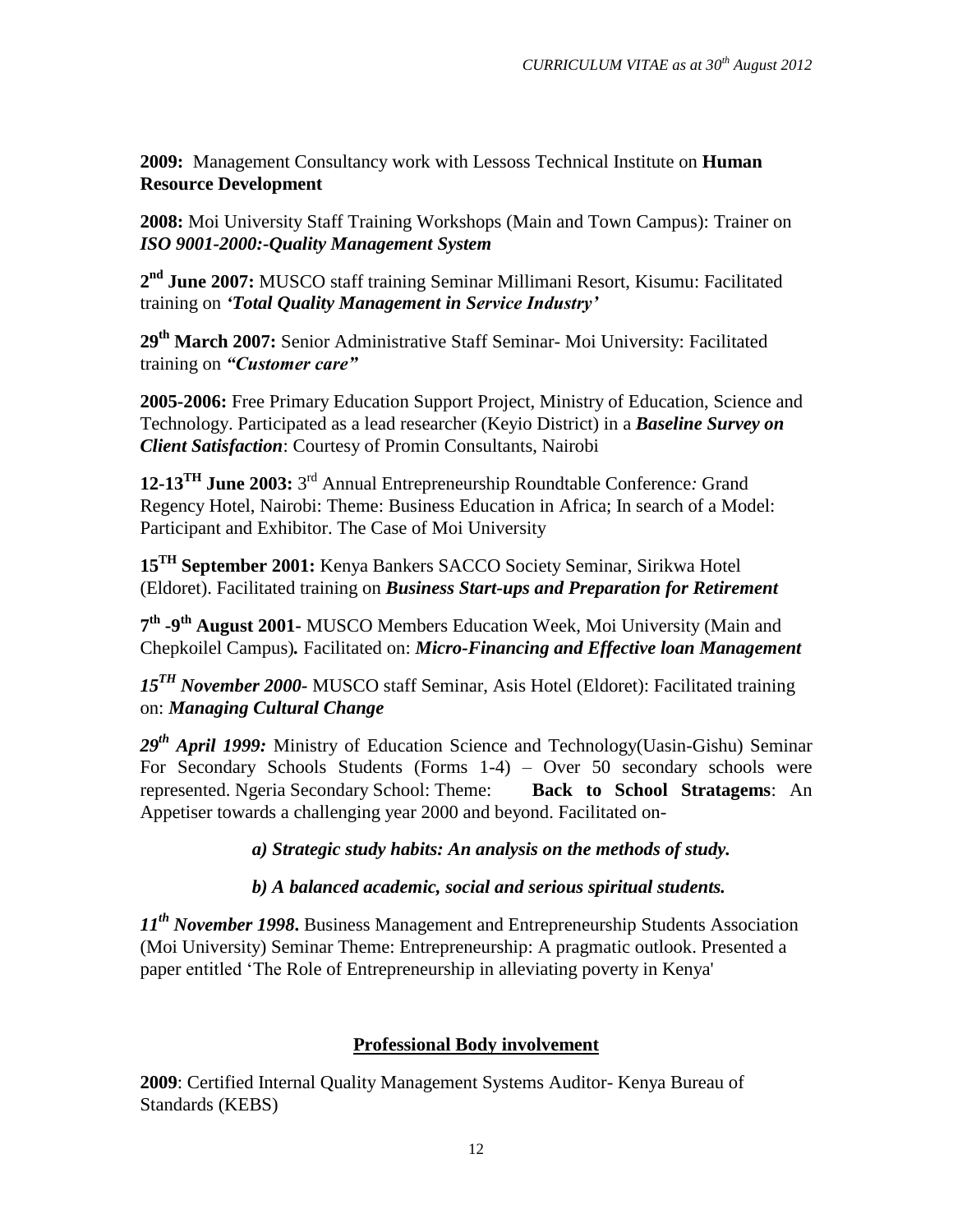**2009:** Management Consultancy work with Lessoss Technical Institute on **Human Resource Development**

**2008:** Moi University Staff Training Workshops (Main and Town Campus): Trainer on ***ISO 9001-2000:-Quality Management System***

**2nd June 2007:** MUSCO staff training Seminar Millimani Resort, Kisumu: Facilitated training on ***'Total Quality Management in Service Industry'***

**29th March 2007:** Senior Administrative Staff Seminar- Moi University: Facilitated training on ***"Customer care"***

**2005-2006:** Free Primary Education Support Project, Ministry of Education, Science and Technology. Participated as a lead researcher (Keyio District) in a ***Baseline Survey on Client Satisfaction***: Courtesy of Promin Consultants, Nairobi

**12-13TH June 2003:** 3rd Annual Entrepreneurship Roundtable Conference*:* Grand Regency Hotel, Nairobi: Theme: Business Education in Africa; In search of a Model: Participant and Exhibitor. The Case of Moi University

**15TH September 2001:** Kenya Bankers SACCO Society Seminar, Sirikwa Hotel (Eldoret). Facilitated training on ***Business Start-ups and Preparation for Retirement***

**7th -9th August 2001-** MUSCO Members Education Week, Moi University (Main and Chepkoilel Campus)**.** Facilitated on: ***Micro-Financing and Effective loan Management***

***15TH November 2000-*** MUSCO staff Seminar, Asis Hotel (Eldoret): Facilitated training on: ***Managing Cultural Change***

***29th April 1999:*** Ministry of Education Science and Technology(Uasin-Gishu) Seminar For Secondary Schools Students (Forms 1-4) – Over 50 secondary schools were represented. Ngeria Secondary School: Theme: **Back to School Stratagems**: An Appetiser towards a challenging year 2000 and beyond. Facilitated on-

***a) Strategic study habits: An analysis on the methods of study.***

***b) A balanced academic, social and serious spiritual students.***

***11th November 1998***. Business Management and Entrepreneurship Students Association (Moi University) Seminar Theme: Entrepreneurship: A pragmatic outlook. Presented a paper entitled 'The Role of Entrepreneurship in alleviating poverty in Kenya'

## Professional Body involvement

**2009**: Certified Internal Quality Management Systems Auditor- Kenya Bureau of Standards (KEBS)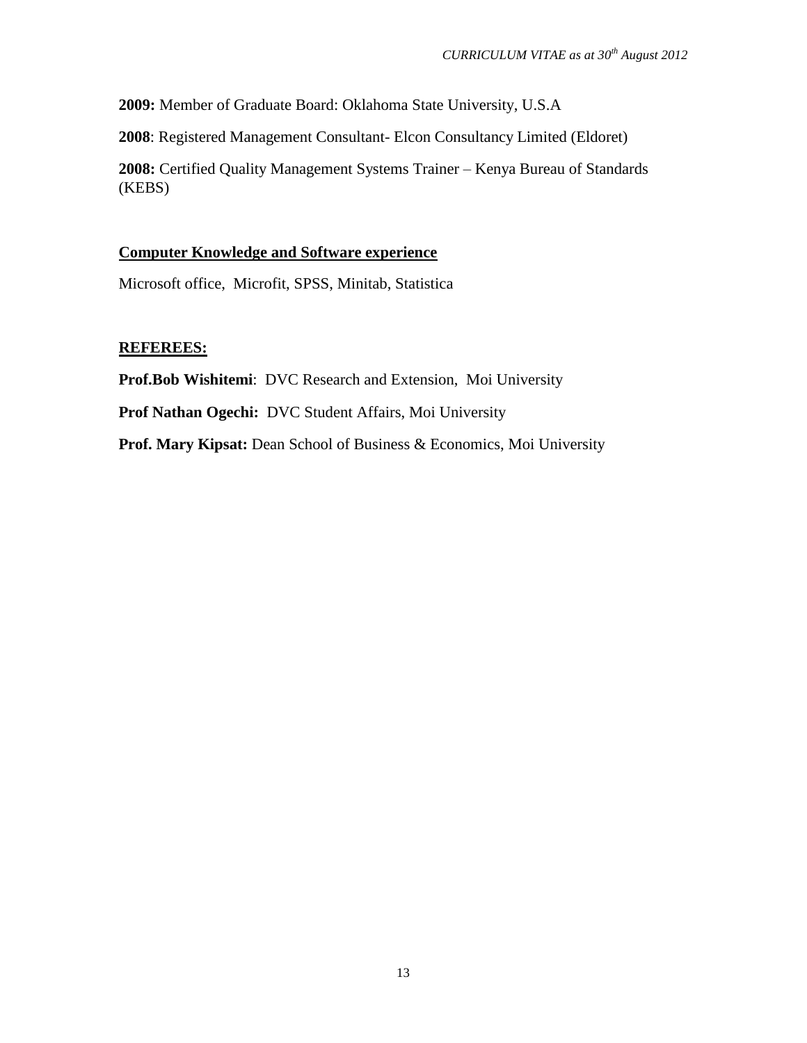**2009:** Member of Graduate Board: Oklahoma State University, U.S.A

**2008**: Registered Management Consultant- Elcon Consultancy Limited (Eldoret)

**2008:** Certified Quality Management Systems Trainer – Kenya Bureau of Standards (KEBS)

## Computer Knowledge and Software experience

Microsoft office, Microfit, SPSS, Minitab, Statistica

## REFEREES:

**Prof.Bob Wishitemi**: DVC Research and Extension, Moi University

**Prof Nathan Ogechi:** DVC Student Affairs, Moi University

**Prof. Mary Kipsat:** Dean School of Business & Economics, Moi University